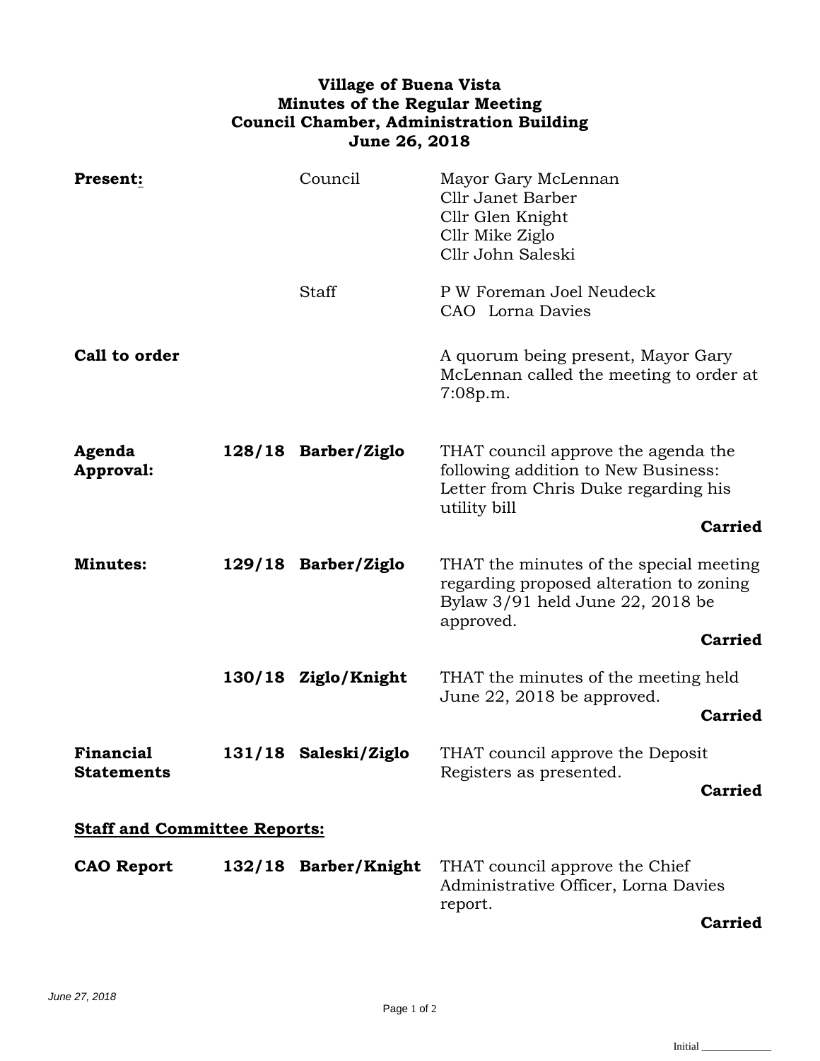**Village of Buena Vista**
**Minutes of the Regular Meeting**
**Council Chamber, Administration Building**
**June 26, 2018**

| | | | |
|---|---|---|---|
| **Present:** | | Council | Mayor Gary McLennan<br>Cllr Janet Barber<br>Cllr Glen Knight<br>Cllr Mike Ziglo<br>Cllr John Saleski |
| | | Staff | P W Foreman Joel Neudeck<br>CAO Lorna Davies |
| **Call to order** | | | A quorum being present, Mayor Gary McLennan called the meeting to order at 7:08p.m. |
| **Agenda Approval:** | **128/18** | **Barber/Ziglo** | THAT council approve the agenda the following addition to New Business: Letter from Chris Duke regarding his utility bill<br>**Carried** |
| **Minutes:** | **129/18** | **Barber/Ziglo** | THAT the minutes of the special meeting regarding proposed alteration to zoning Bylaw 3/91 held June 22, 2018 be approved.<br>**Carried** |
| | **130/18** | **Ziglo/Knight** | THAT the minutes of the meeting held June 22, 2018 be approved.<br>**Carried** |
| **Financial Statements** | **131/18** | **Saleski/Ziglo** | THAT council approve the Deposit Registers as presented.<br>**Carried** |

**Staff and Committee Reports:**

| | | | |
|---|---|---|---|
| **CAO Report** | **132/18** | **Barber/Knight** | THAT council approve the Chief Administrative Officer, Lorna Davies report.<br>**Carried** |

*June 27, 2018*

Initial ____________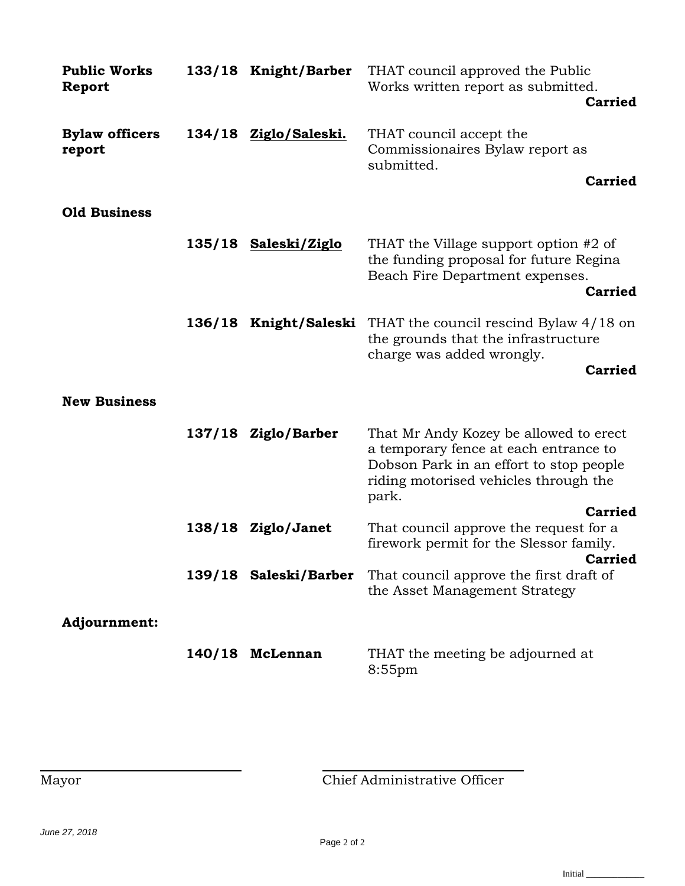| | | | |
|---|---|---|---|
| **Public Works Report** | **133/18** | **Knight/Barber** | THAT council approved the Public Works written report as submitted. **Carried** |
| **Bylaw officers report** | **134/18** | **Ziglo/Saleski.** | THAT council accept the Commissionaires Bylaw report as submitted. **Carried** |
| **Old Business** | | | |
| | **135/18** | **Saleski/Ziglo** | THAT the Village support option #2 of the funding proposal for future Regina Beach Fire Department expenses. **Carried** |
| | **136/18** | **Knight/Saleski** | THAT the council rescind Bylaw 4/18 on the grounds that the infrastructure charge was added wrongly. **Carried** |
| **New Business** | | | |
| | **137/18** | **Ziglo/Barber** | That Mr Andy Kozey be allowed to erect a temporary fence at each entrance to Dobson Park in an effort to stop people riding motorised vehicles through the park. **Carried** |
| | **138/18** | **Ziglo/Janet** | That council approve the request for a firework permit for the Slessor family. **Carried** |
| | **139/18** | **Saleski/Barber** | That council approve the first draft of the Asset Management Strategy |
| **Adjournment:** | | | |
| | **140/18** | **McLennan** | THAT the meeting be adjourned at 8:55pm |

Mayor

Chief Administrative Officer

*June 27, 2018*

Initial ____________